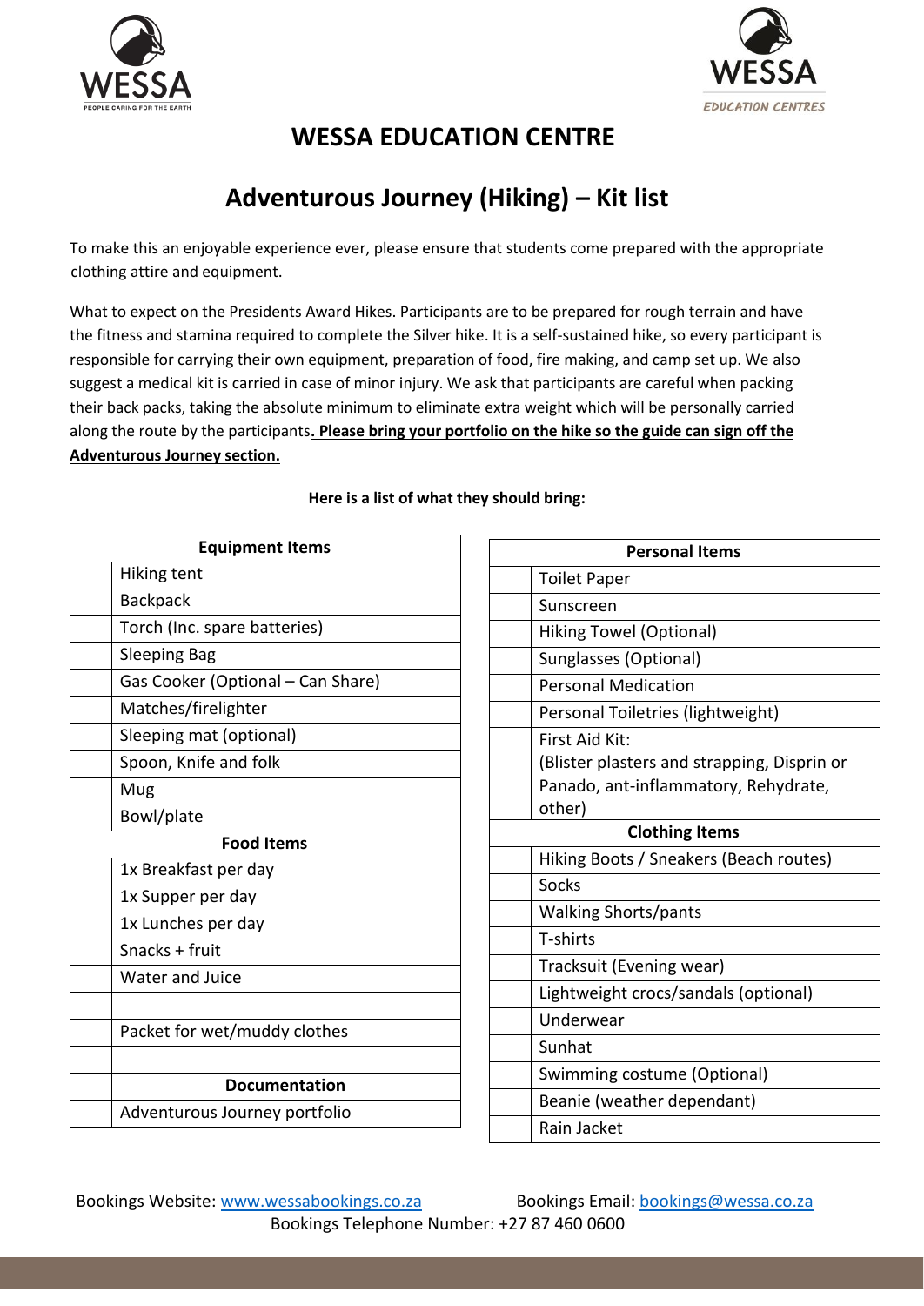# WESSA EDUCATION CENTRE

## Adventurous Journey (Hiking) – Kit list

To make this an enjoyable experience ever, please ensure that students come prepared with the appropriate clothing attire and equipment.

What to expect on the Presidents Award Hikes. Participants are to be prepared for rough terrain and have the fitness and stamina required to complete the Silver hike. It is a self-sustained hike, so every participant is responsible for carrying their own equipment, preparation of food, fire making, and camp set up. We also suggest a medical kit is carried in case of minor injury. We ask that participants are careful when packing their back packs, taking the absolute minimum to eliminate extra weight which will be personally carried along the route by the participants**. Please bring your portfolio on the hike so the guide can sign off the Adventurous Journey section.**

**Here is a list of what they should bring:**

| | **Equipment Items** |
|---|---|
| | Hiking tent |
| | Backpack |
| | Torch (Inc. spare batteries) |
| | Sleeping Bag |
| | Gas Cooker (Optional – Can Share) |
| | Matches/firelighter |
| | Sleeping mat (optional) |
| | Spoon, Knife and folk |
| | Mug |
| | Bowl/plate |
| | **Food Items** |
| | 1x Breakfast per day |
| | 1x Supper per day |
| | 1x Lunches per day |
| | Snacks + fruit |
| | Water and Juice |
| | |
| | Packet for wet/muddy clothes |
| | |
| | **Documentation** |
| | Adventurous Journey portfolio |

| | **Personal Items** |
|---|---|
| | Toilet Paper |
| | Sunscreen |
| | Hiking Towel (Optional) |
| | Sunglasses (Optional) |
| | Personal Medication |
| | Personal Toiletries (lightweight) |
| | First Aid Kit: (Blister plasters and strapping, Disprin or Panado, ant-inflammatory, Rehydrate, other) |
| | **Clothing Items** |
| | Hiking Boots / Sneakers (Beach routes) |
| | Socks |
| | Walking Shorts/pants |
| | T-shirts |
| | Tracksuit (Evening wear) |
| | Lightweight crocs/sandals (optional) |
| | Underwear |
| | Sunhat |
| | Swimming costume (Optional) |
| | Beanie (weather dependant) |
| | Rain Jacket |

Bookings Website: www.wessabookings.co.za Bookings Email: bookings@wessa.co.za
Bookings Telephone Number: +27 87 460 0600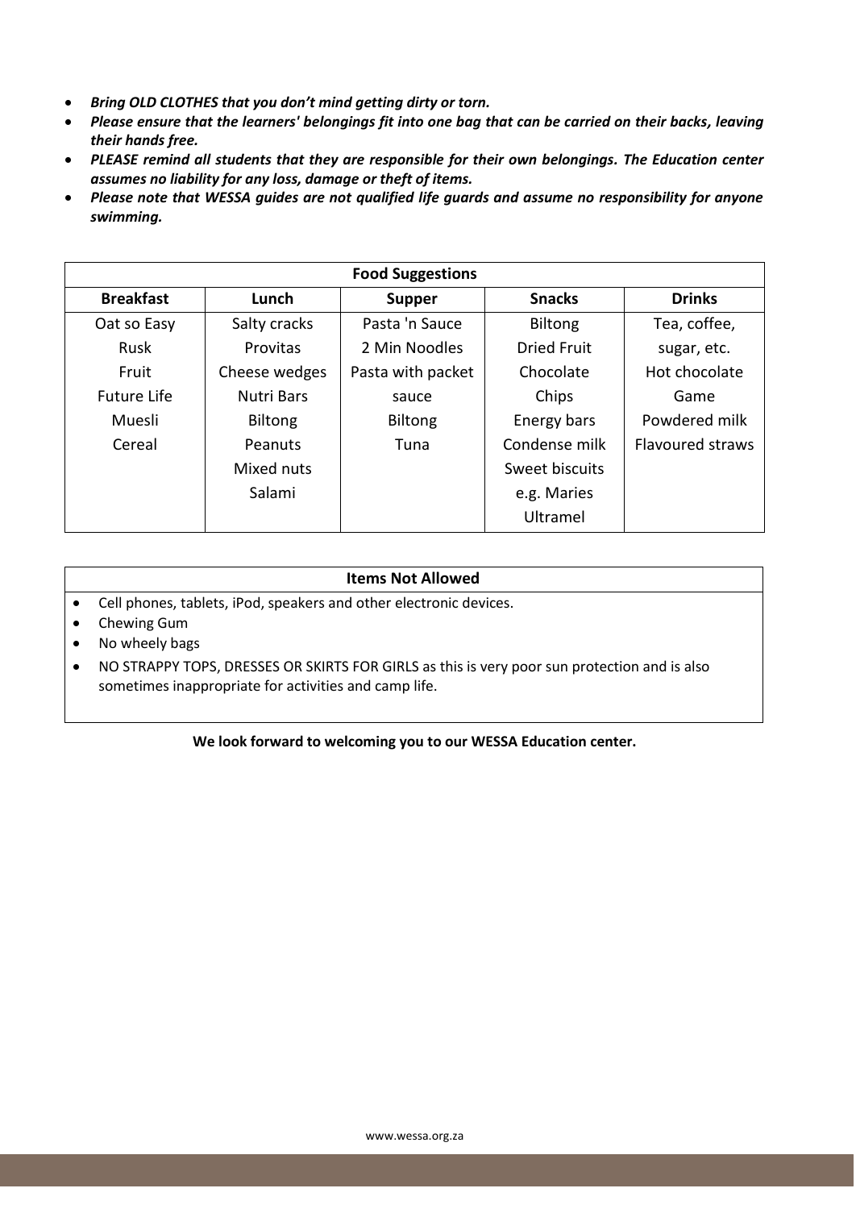- ***Bring OLD CLOTHES that you don't mind getting dirty or torn.***
- ***Please ensure that the learners' belongings fit into one bag that can be carried on their backs, leaving their hands free.***
- ***PLEASE remind all students that they are responsible for their own belongings. The Education center assumes no liability for any loss, damage or theft of items.***
- ***Please note that WESSA guides are not qualified life guards and assume no responsibility for anyone swimming.***

| **Food Suggestions** | | | | |
|---|---|---|---|---|
| **Breakfast** | **Lunch** | **Supper** | **Snacks** | **Drinks** |
| Oat so Easy | Salty cracks | Pasta 'n Sauce | Biltong | Tea, coffee, |
| Rusk | Provitas | 2 Min Noodles | Dried Fruit | sugar, etc. |
| Fruit | Cheese wedges | Pasta with packet | Chocolate | Hot chocolate |
| Future Life | Nutri Bars | sauce | Chips | Game |
| Muesli | Biltong | Biltong | Energy bars | Powdered milk |
| Cereal | Peanuts | Tuna | Condense milk | Flavoured straws |
| | Mixed nuts | | Sweet biscuits | |
| | Salami | | e.g. Maries | |
| | | | Ultramel | |

**Items Not Allowed**

- Cell phones, tablets, iPod, speakers and other electronic devices.
- Chewing Gum
- No wheely bags
- NO STRAPPY TOPS, DRESSES OR SKIRTS FOR GIRLS as this is very poor sun protection and is also sometimes inappropriate for activities and camp life.

**We look forward to welcoming you to our WESSA Education center.**

www.wessa.org.za